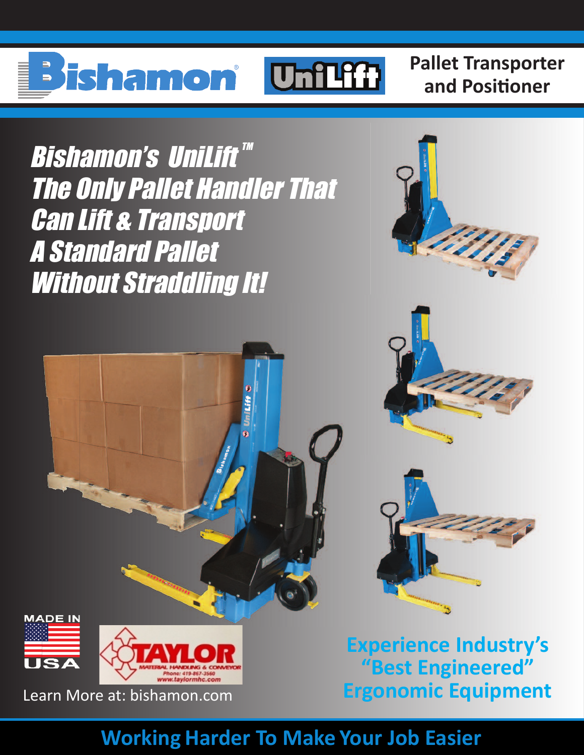Bishamon® UniLift

**Pallet Transporter and Positioner**

# *Bishamon's UniLift™ The Only Pallet Handler That Can Lift & Transport A Standard Pallet Without Straddling It!*

MADE IN USA

TAYLOR MATERIAL HANDLING & CONVEYOR
Phone: 419-867-3560
www.taylormhc.com

Learn More at: bishamon.com

**Experience Industry's "Best Engineered" Ergonomic Equipment**

**Working Harder To Make Your Job Easier**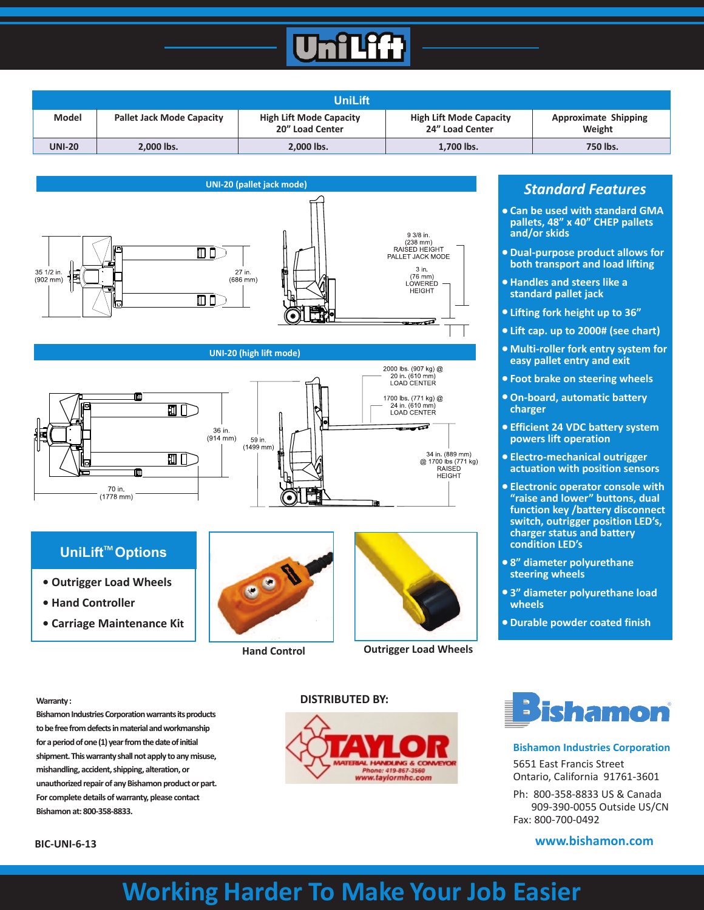# UniLift

| UniLift | | | | |
|---|---|---|---|---|
| Model | Pallet Jack Mode Capacity | High Lift Mode Capacity 20" Load Center | High Lift Mode Capacity 24" Load Center | Approximate Shipping Weight |
| UNI-20 | 2,000 lbs. | 2,000 lbs. | 1,700 lbs. | 750 lbs. |

**UNI-20 (pallet jack mode)**

35 1/2 in.
(902 mm)

27 in.
(686 mm)

9 3/8 in.
(238 mm)
RAISED HEIGHT
PALLET JACK MODE

3 in.
(76 mm)
LOWERED
HEIGHT

**UNI-20 (high lift mode)**

2000 lbs. (907 kg) @
20 in. (610 mm)
LOAD CENTER

1700 lbs. (771 kg) @
24 in. (610 mm)
LOAD CENTER

36 in.
(914 mm)

59 in.
(1499 mm)

34 in. (889 mm)
@ 1700 lbs (771 kg)
RAISED
HEIGHT

70 in.
(1778 mm)

## *Standard Features*

- Can be used with standard GMA pallets, 48" x 40" CHEP pallets and/or skids
- Dual-purpose product allows for both transport and load lifting
- Handles and steers like a standard pallet jack
- Lifting fork height up to 36"
- Lift cap. up to 2000# (see chart)
- Multi-roller fork entry system for easy pallet entry and exit
- Foot brake on steering wheels
- On-board, automatic battery charger
- Efficient 24 VDC battery system powers lift operation
- Electro-mechanical outrigger actuation with position sensors
- Electronic operator console with "raise and lower" buttons, dual function key /battery disconnect switch, outrigger position LED's, charger status and battery condition LED's
- 8" diameter polyurethane steering wheels
- 3" diameter polyurethane load wheels
- Durable powder coated finish

## UniLift™ Options

- Outrigger Load Wheels
- Hand Controller
- Carriage Maintenance Kit

Hand Control

Outrigger Load Wheels

**Warranty :**
**Bishamon Industries Corporation warrants its products to be free from defects in material and workmanship for a period of one (1) year from the date of initial shipment. This warranty shall not apply to any misuse, mishandling, accident, shipping, alteration, or unauthorized repair of any Bishamon product or part. For complete details of warranty, please contact Bishamon at: 800-358-8833.**

**DISTRIBUTED BY:**

TAYLOR
MATERIAL HANDLING & CONVEYOR
Phone: 419-867-3560
www.taylormhc.com

Bishamon

**Bishamon Industries Corporation**
5651 East Francis Street
Ontario, California 91761-3601

Ph: 800-358-8833 US & Canada
909-390-0055 Outside US/CN
Fax: 800-700-0492

**www.bishamon.com**

**BIC-UNI-6-13**

## Working Harder To Make Your Job Easier